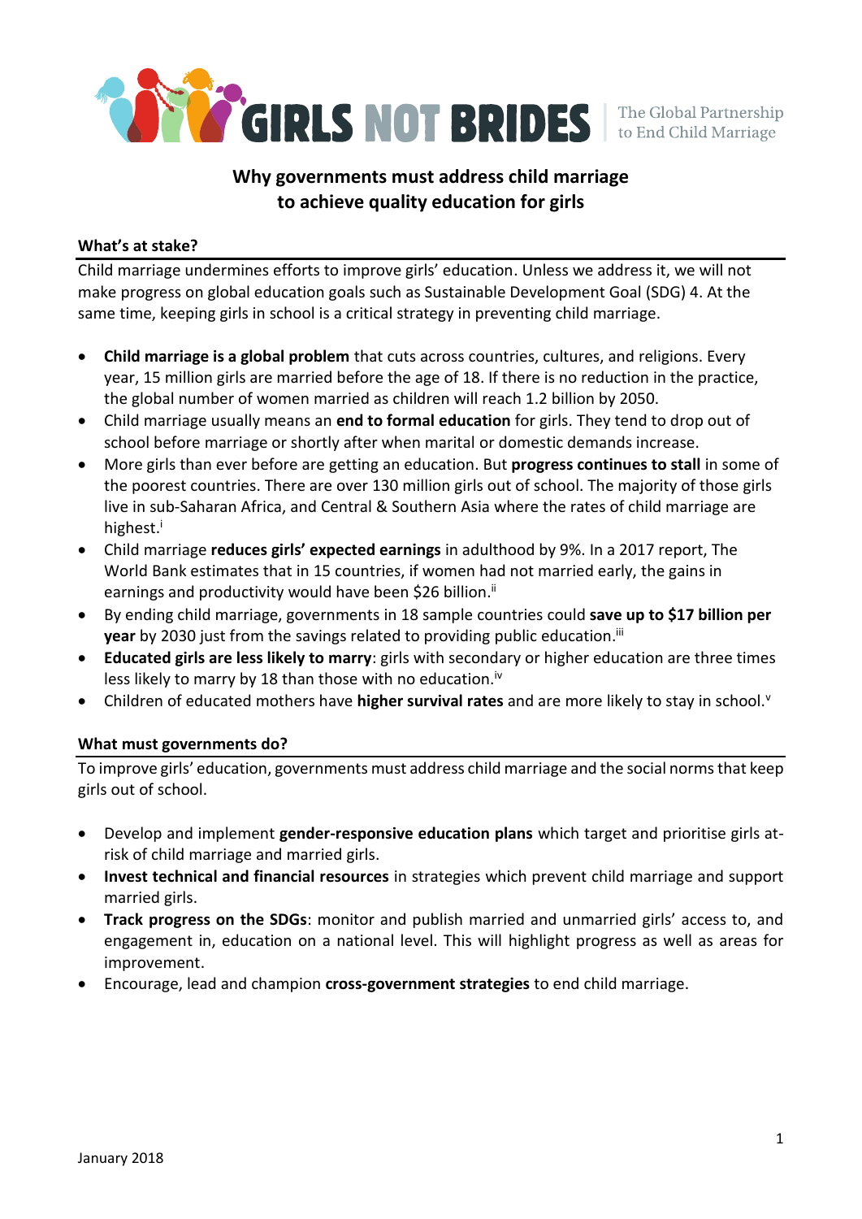GIRLS NOT BRIDES | The Global Partnership to End Child Marriage

# Why governments must address child marriage to achieve quality education for girls

## What's at stake?

Child marriage undermines efforts to improve girls' education. Unless we address it, we will not make progress on global education goals such as Sustainable Development Goal (SDG) 4. At the same time, keeping girls in school is a critical strategy in preventing child marriage.

- **Child marriage is a global problem** that cuts across countries, cultures, and religions. Every year, 15 million girls are married before the age of 18. If there is no reduction in the practice, the global number of women married as children will reach 1.2 billion by 2050.
- Child marriage usually means an **end to formal education** for girls. They tend to drop out of school before marriage or shortly after when marital or domestic demands increase.
- More girls than ever before are getting an education. But **progress continues to stall** in some of the poorest countries. There are over 130 million girls out of school. The majority of those girls live in sub-Saharan Africa, and Central & Southern Asia where the rates of child marriage are highest.[i]
- Child marriage **reduces girls' expected earnings** in adulthood by 9%. In a 2017 report, The World Bank estimates that in 15 countries, if women had not married early, the gains in earnings and productivity would have been $26 billion.[ii]
- By ending child marriage, governments in 18 sample countries could **save up to $17 billion per year** by 2030 just from the savings related to providing public education.[iii]
- **Educated girls are less likely to marry**: girls with secondary or higher education are three times less likely to marry by 18 than those with no education.[iv]
- Children of educated mothers have **higher survival rates** and are more likely to stay in school.[v]

## What must governments do?

To improve girls' education, governments must address child marriage and the social norms that keep girls out of school.

- Develop and implement **gender-responsive education plans** which target and prioritise girls at-risk of child marriage and married girls.
- **Invest technical and financial resources** in strategies which prevent child marriage and support married girls.
- **Track progress on the SDGs**: monitor and publish married and unmarried girls' access to, and engagement in, education on a national level. This will highlight progress as well as areas for improvement.
- Encourage, lead and champion **cross-government strategies** to end child marriage.

January 2018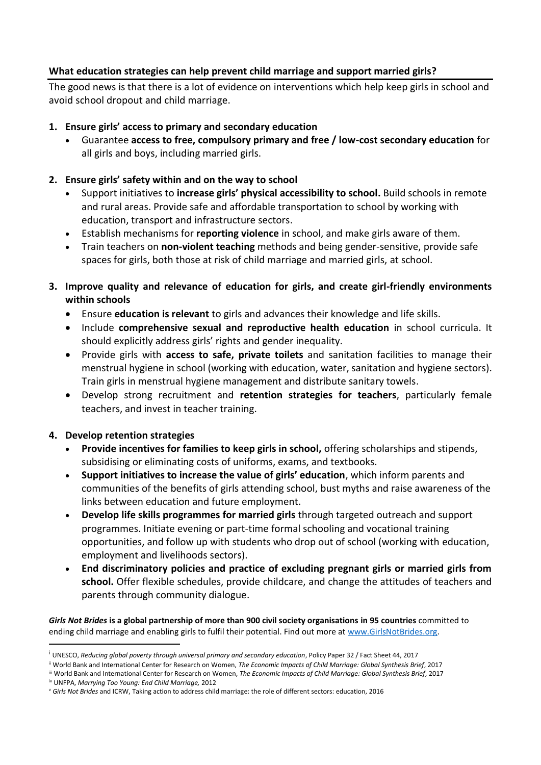## What education strategies can help prevent child marriage and support married girls?

The good news is that there is a lot of evidence on interventions which help keep girls in school and avoid school dropout and child marriage.

1. **Ensure girls' access to primary and secondary education**
   - Guarantee **access to free, compulsory primary and free / low-cost secondary education** for all girls and boys, including married girls.

2. **Ensure girls' safety within and on the way to school**
   - Support initiatives to **increase girls' physical accessibility to school.** Build schools in remote and rural areas. Provide safe and affordable transportation to school by working with education, transport and infrastructure sectors.
   - Establish mechanisms for **reporting violence** in school, and make girls aware of them.
   - Train teachers on **non-violent teaching** methods and being gender-sensitive, provide safe spaces for girls, both those at risk of child marriage and married girls, at school.

3. **Improve quality and relevance of education for girls, and create girl-friendly environments within schools**
   - Ensure **education is relevant** to girls and advances their knowledge and life skills.
   - Include **comprehensive sexual and reproductive health education** in school curricula. It should explicitly address girls' rights and gender inequality.
   - Provide girls with **access to safe, private toilets** and sanitation facilities to manage their menstrual hygiene in school (working with education, water, sanitation and hygiene sectors). Train girls in menstrual hygiene management and distribute sanitary towels.
   - Develop strong recruitment and **retention strategies for teachers**, particularly female teachers, and invest in teacher training.

4. **Develop retention strategies**
   - **Provide incentives for families to keep girls in school,** offering scholarships and stipends, subsidising or eliminating costs of uniforms, exams, and textbooks.
   - **Support initiatives to increase the value of girls' education**, which inform parents and communities of the benefits of girls attending school, bust myths and raise awareness of the links between education and future employment.
   - **Develop life skills programmes for married girls** through targeted outreach and support programmes. Initiate evening or part-time formal schooling and vocational training opportunities, and follow up with students who drop out of school (working with education, employment and livelihoods sectors).
   - **End discriminatory policies and practice of excluding pregnant girls or married girls from school.** Offer flexible schedules, provide childcare, and change the attitudes of teachers and parents through community dialogue.

***Girls Not Brides* is a global partnership of more than 900 civil society organisations in 95 countries** committed to ending child marriage and enabling girls to fulfil their potential. Find out more at [www.GirlsNotBrides.org](http://www.GirlsNotBrides.org).

---

[i] UNESCO, *Reducing global poverty through universal primary and secondary education*, Policy Paper 32 / Fact Sheet 44, 2017

[ii] World Bank and International Center for Research on Women, *The Economic Impacts of Child Marriage: Global Synthesis Brief*, 2017

[iii] World Bank and International Center for Research on Women, *The Economic Impacts of Child Marriage: Global Synthesis Brief*, 2017

[iv] UNFPA, *Marrying Too Young: End Child Marriage,* 2012

[v] *Girls Not Brides* and ICRW, Taking action to address child marriage: the role of different sectors: education, 2016